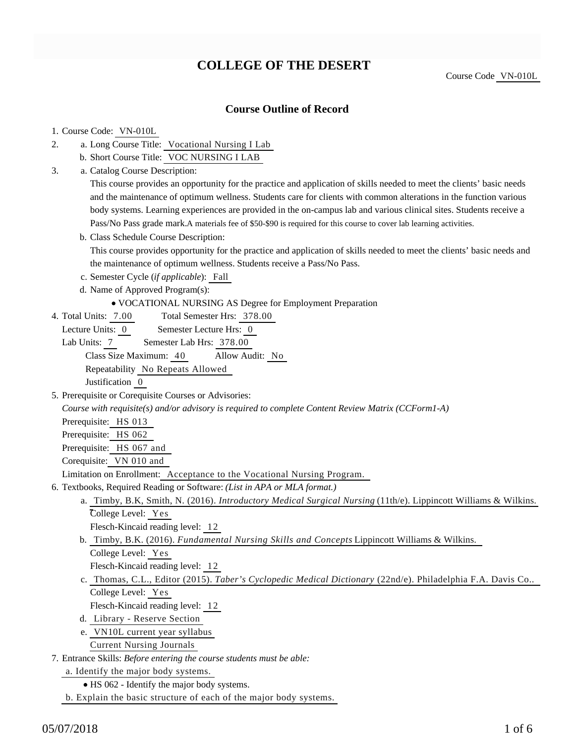# COLLEGE OF THE DESERT

Course Code VN-010L

## Course Outline of Record

1. Course Code: VN-010L
2. a. Long Course Title: Vocational Nursing I Lab
   b. Short Course Title: VOC NURSING I LAB
3. a. Catalog Course Description:
   This course provides an opportunity for the practice and application of skills needed to meet the clients' basic needs and the maintenance of optimum wellness. Students care for clients with common alterations in the function various body systems. Learning experiences are provided in the on-campus lab and various clinical sites. Students receive a Pass/No Pass grade mark.A materials fee of $50-$90 is required for this course to cover lab learning activities.
   b. Class Schedule Course Description:
   This course provides opportunity for the practice and application of skills needed to meet the clients' basic needs and the maintenance of optimum wellness. Students receive a Pass/No Pass.
   c. Semester Cycle (*if applicable*): Fall
   d. Name of Approved Program(s):
      - VOCATIONAL NURSING AS Degree for Employment Preparation
4. Total Units: 7.00 Total Semester Hrs: 378.00
   Lecture Units: 0 Semester Lecture Hrs: 0
   Lab Units: 7 Semester Lab Hrs: 378.00
   Class Size Maximum: 40 Allow Audit: No
   Repeatability No Repeats Allowed
   Justification 0
5. Prerequisite or Corequisite Courses or Advisories:
   *Course with requisite(s) and/or advisory is required to complete Content Review Matrix (CCForm1-A)*
   Prerequisite: HS 013
   Prerequisite: HS 062
   Prerequisite: HS 067 and
   Corequisite: VN 010 and
   Limitation on Enrollment: Acceptance to the Vocational Nursing Program.
6. Textbooks, Required Reading or Software: *(List in APA or MLA format.)*
   a. Timby, B.K, Smith, N. (2016). *Introductory Medical Surgical Nursing* (11th/e). Lippincott Williams & Wilkins.
      College Level: Yes
      Flesch-Kincaid reading level: 12
   b. Timby, B.K. (2016). *Fundamental Nursing Skills and Concepts* Lippincott Williams & Wilkins.
      College Level: Yes
      Flesch-Kincaid reading level: 12
   c. Thomas, C.L., Editor (2015). *Taber's Cyclopedic Medical Dictionary* (22nd/e). Philadelphia F.A. Davis Co..
      College Level: Yes
      Flesch-Kincaid reading level: 12
   d. Library - Reserve Section
   e. VN10L current year syllabus
      Current Nursing Journals
7. Entrance Skills: *Before entering the course students must be able:*
   a. Identify the major body systems.
      - HS 062 - Identify the major body systems.
   b. Explain the basic structure of each of the major body systems.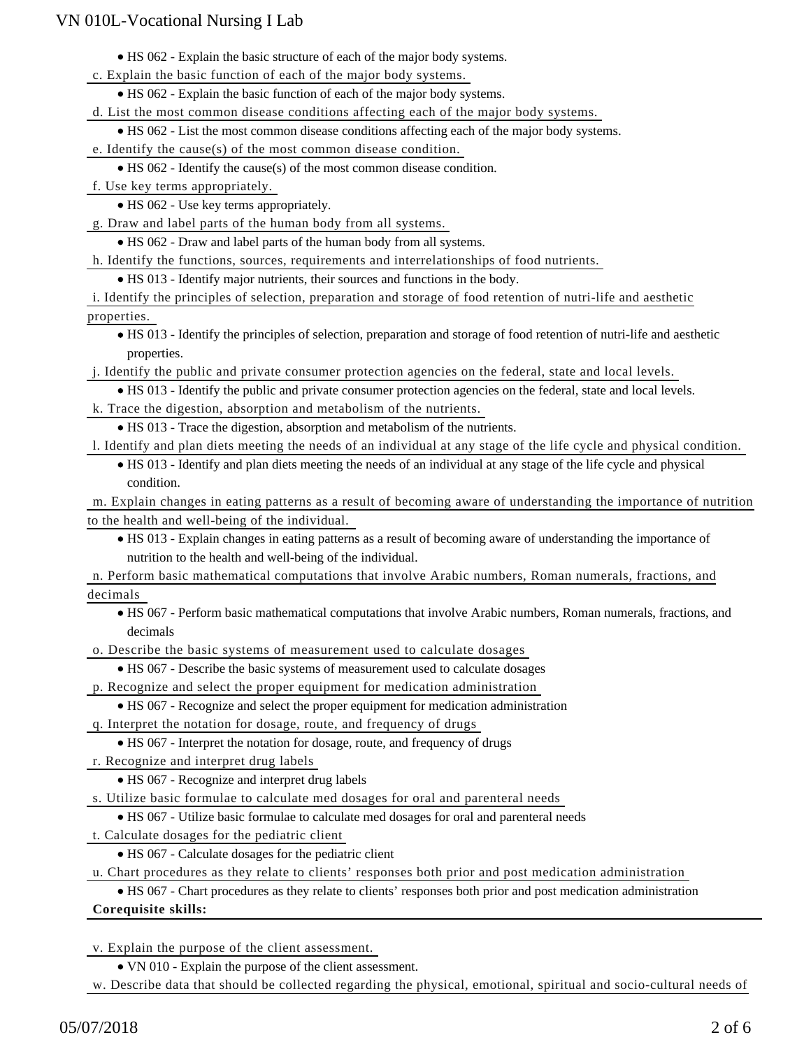- HS 062 - Explain the basic structure of each of the major body systems.

c. Explain the basic function of each of the major body systems.

- HS 062 - Explain the basic function of each of the major body systems.

d. List the most common disease conditions affecting each of the major body systems.

- HS 062 - List the most common disease conditions affecting each of the major body systems.

e. Identify the cause(s) of the most common disease condition.

- HS 062 - Identify the cause(s) of the most common disease condition.

f. Use key terms appropriately.

- HS 062 - Use key terms appropriately.

g. Draw and label parts of the human body from all systems.

- HS 062 - Draw and label parts of the human body from all systems.

h. Identify the functions, sources, requirements and interrelationships of food nutrients.

- HS 013 - Identify major nutrients, their sources and functions in the body.

i. Identify the principles of selection, preparation and storage of food retention of nutri-life and aesthetic properties.

- HS 013 - Identify the principles of selection, preparation and storage of food retention of nutri-life and aesthetic properties.

j. Identify the public and private consumer protection agencies on the federal, state and local levels.

- HS 013 - Identify the public and private consumer protection agencies on the federal, state and local levels.

k. Trace the digestion, absorption and metabolism of the nutrients.

- HS 013 - Trace the digestion, absorption and metabolism of the nutrients.

l. Identify and plan diets meeting the needs of an individual at any stage of the life cycle and physical condition.

- HS 013 - Identify and plan diets meeting the needs of an individual at any stage of the life cycle and physical condition.

m. Explain changes in eating patterns as a result of becoming aware of understanding the importance of nutrition to the health and well-being of the individual.

- HS 013 - Explain changes in eating patterns as a result of becoming aware of understanding the importance of nutrition to the health and well-being of the individual.

n. Perform basic mathematical computations that involve Arabic numbers, Roman numerals, fractions, and decimals

- HS 067 - Perform basic mathematical computations that involve Arabic numbers, Roman numerals, fractions, and decimals

o. Describe the basic systems of measurement used to calculate dosages

- HS 067 - Describe the basic systems of measurement used to calculate dosages

p. Recognize and select the proper equipment for medication administration

- HS 067 - Recognize and select the proper equipment for medication administration

q. Interpret the notation for dosage, route, and frequency of drugs

- HS 067 - Interpret the notation for dosage, route, and frequency of drugs

r. Recognize and interpret drug labels

- HS 067 - Recognize and interpret drug labels

s. Utilize basic formulae to calculate med dosages for oral and parenteral needs

- HS 067 - Utilize basic formulae to calculate med dosages for oral and parenteral needs

t. Calculate dosages for the pediatric client

- HS 067 - Calculate dosages for the pediatric client

u. Chart procedures as they relate to clients' responses both prior and post medication administration

- HS 067 - Chart procedures as they relate to clients' responses both prior and post medication administration

**Corequisite skills:**

v. Explain the purpose of the client assessment.

- VN 010 - Explain the purpose of the client assessment.

w. Describe data that should be collected regarding the physical, emotional, spiritual and socio-cultural needs of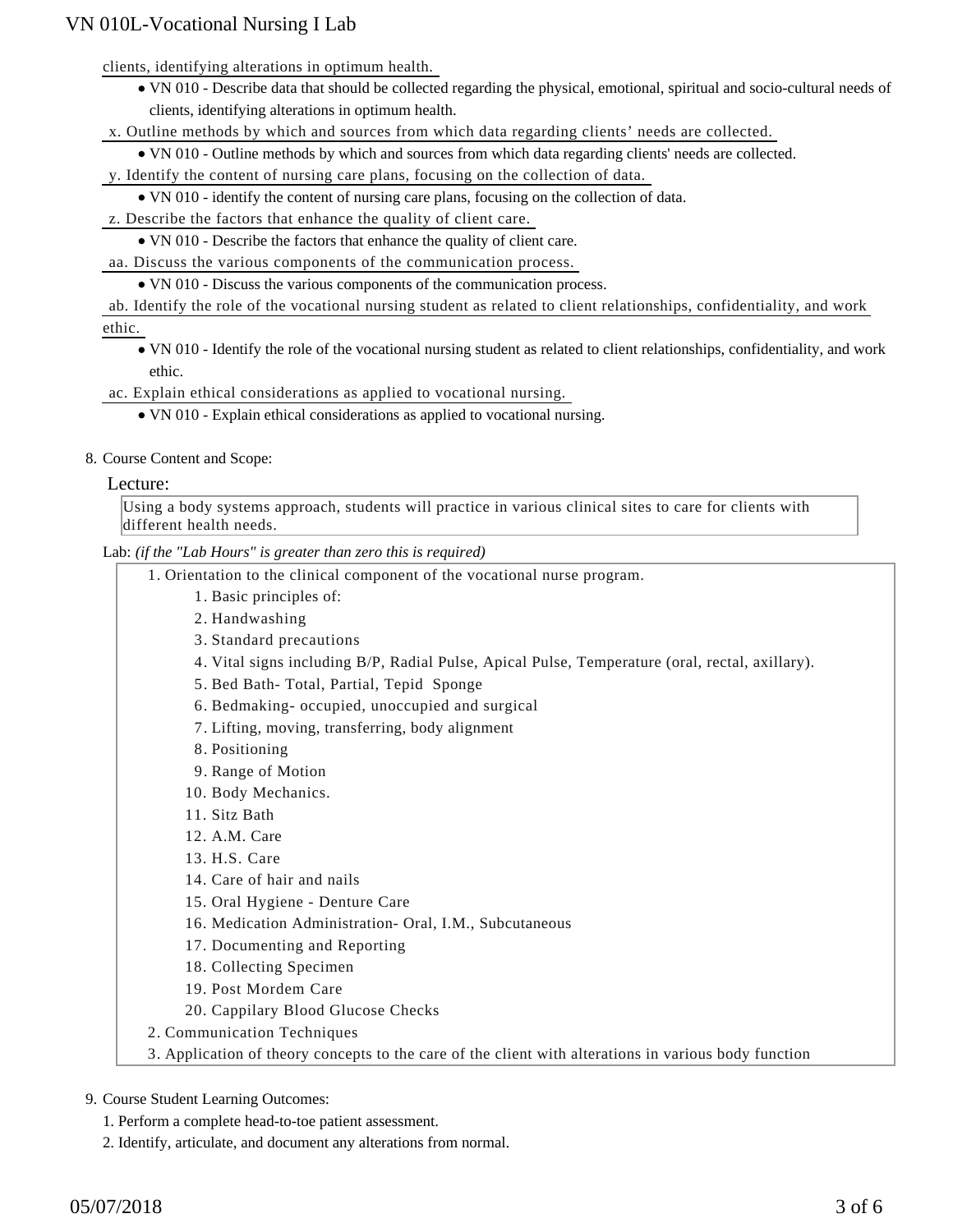clients, identifying alterations in optimum health.

- VN 010 - Describe data that should be collected regarding the physical, emotional, spiritual and socio-cultural needs of clients, identifying alterations in optimum health.

x. Outline methods by which and sources from which data regarding clients' needs are collected.

- VN 010 - Outline methods by which and sources from which data regarding clients' needs are collected.

y. Identify the content of nursing care plans, focusing on the collection of data.

- VN 010 - identify the content of nursing care plans, focusing on the collection of data.

z. Describe the factors that enhance the quality of client care.

- VN 010 - Describe the factors that enhance the quality of client care.

aa. Discuss the various components of the communication process.

- VN 010 - Discuss the various components of the communication process.

ab. Identify the role of the vocational nursing student as related to client relationships, confidentiality, and work ethic.

- VN 010 - Identify the role of the vocational nursing student as related to client relationships, confidentiality, and work ethic.

ac. Explain ethical considerations as applied to vocational nursing.

- VN 010 - Explain ethical considerations as applied to vocational nursing.

8. Course Content and Scope:

Lecture:

Using a body systems approach, students will practice in various clinical sites to care for clients with different health needs.

Lab: *(if the "Lab Hours" is greater than zero this is required)*

1. Orientation to the clinical component of the vocational nurse program.
    1. Basic principles of:
    2. Handwashing
    3. Standard precautions
    4. Vital signs including B/P, Radial Pulse, Apical Pulse, Temperature (oral, rectal, axillary).
    5. Bed Bath- Total, Partial, Tepid Sponge
    6. Bedmaking- occupied, unoccupied and surgical
    7. Lifting, moving, transferring, body alignment
    8. Positioning
    9. Range of Motion
    10. Body Mechanics.
    11. Sitz Bath
    12. A.M. Care
    13. H.S. Care
    14. Care of hair and nails
    15. Oral Hygiene - Denture Care
    16. Medication Administration- Oral, I.M., Subcutaneous
    17. Documenting and Reporting
    18. Collecting Specimen
    19. Post Mordem Care
    20. Cappilary Blood Glucose Checks
2. Communication Techniques
3. Application of theory concepts to the care of the client with alterations in various body function

9. Course Student Learning Outcomes:

1. Perform a complete head-to-toe patient assessment.
2. Identify, articulate, and document any alterations from normal.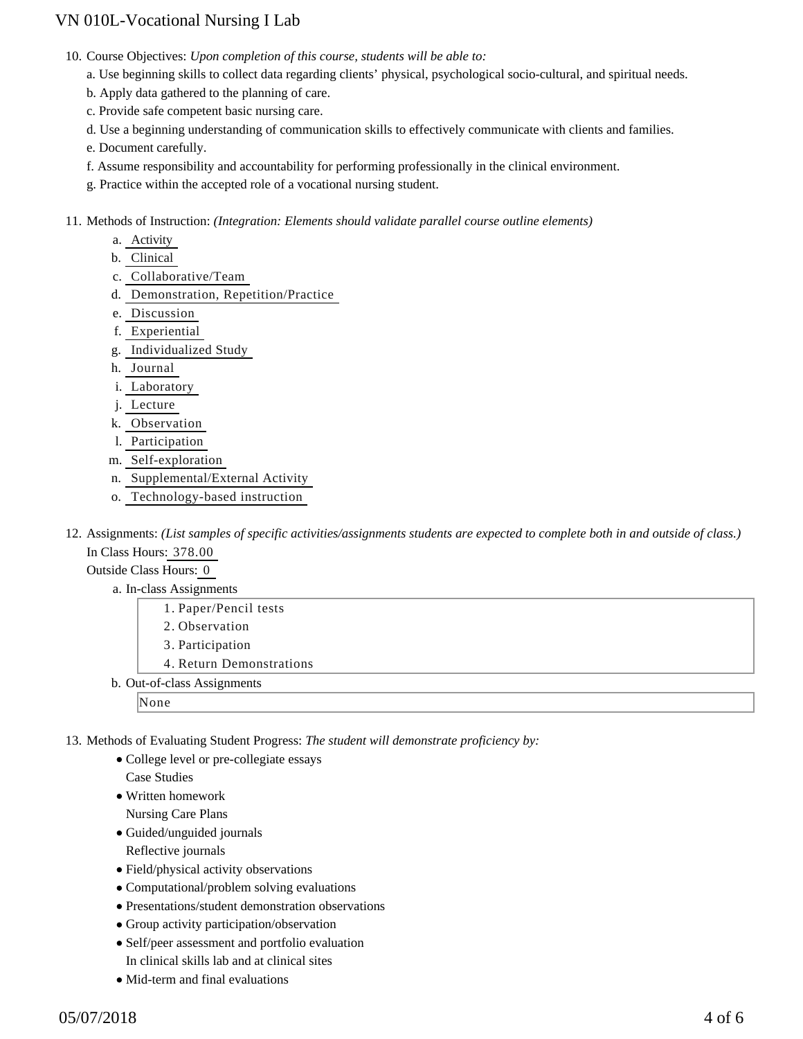10. Course Objectives: *Upon completion of this course, students will be able to:*
    a. Use beginning skills to collect data regarding clients' physical, psychological socio-cultural, and spiritual needs.
    b. Apply data gathered to the planning of care.
    c. Provide safe competent basic nursing care.
    d. Use a beginning understanding of communication skills to effectively communicate with clients and families.
    e. Document carefully.
    f. Assume responsibility and accountability for performing professionally in the clinical environment.
    g. Practice within the accepted role of a vocational nursing student.

11. Methods of Instruction: *(Integration: Elements should validate parallel course outline elements)*
    a. Activity
    b. Clinical
    c. Collaborative/Team
    d. Demonstration, Repetition/Practice
    e. Discussion
    f. Experiential
    g. Individualized Study
    h. Journal
    i. Laboratory
    j. Lecture
    k. Observation
    l. Participation
    m. Self-exploration
    n. Supplemental/External Activity
    o. Technology-based instruction

12. Assignments: *(List samples of specific activities/assignments students are expected to complete both in and outside of class.)*
    In Class Hours: 378.00
    Outside Class Hours: 0
    a. In-class Assignments
        1. Paper/Pencil tests
        2. Observation
        3. Participation
        4. Return Demonstrations
    b. Out-of-class Assignments
        None

13. Methods of Evaluating Student Progress: *The student will demonstrate proficiency by:*
    - College level or pre-collegiate essays
      Case Studies
    - Written homework
      Nursing Care Plans
    - Guided/unguided journals
      Reflective journals
    - Field/physical activity observations
    - Computational/problem solving evaluations
    - Presentations/student demonstration observations
    - Group activity participation/observation
    - Self/peer assessment and portfolio evaluation
      In clinical skills lab and at clinical sites
    - Mid-term and final evaluations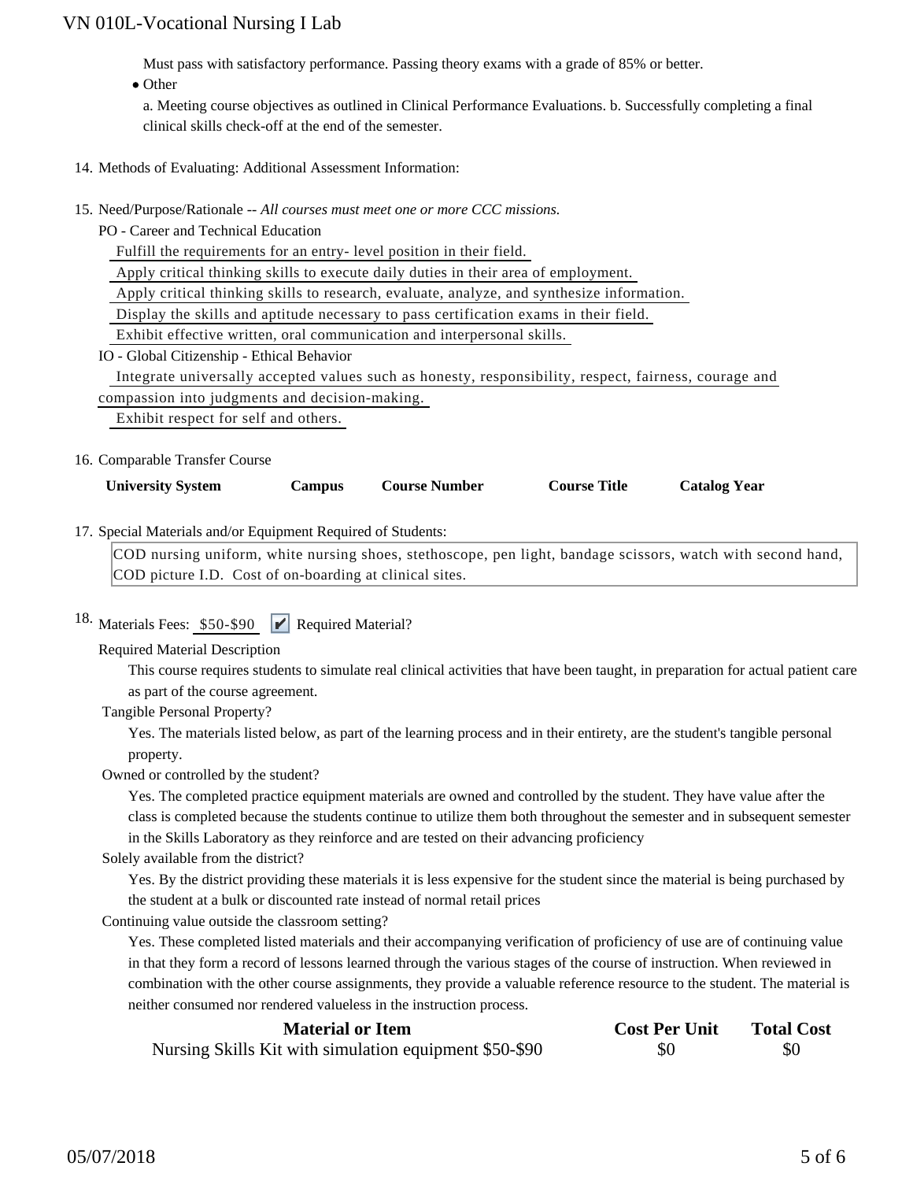Must pass with satisfactory performance. Passing theory exams with a grade of 85% or better.

- Other

  a. Meeting course objectives as outlined in Clinical Performance Evaluations. b. Successfully completing a final clinical skills check-off at the end of the semester.

14. Methods of Evaluating: Additional Assessment Information:

15. Need/Purpose/Rationale -- *All courses must meet one or more CCC missions.*

PO - Career and Technical Education

Fulfill the requirements for an entry- level position in their field.

Apply critical thinking skills to execute daily duties in their area of employment.

Apply critical thinking skills to research, evaluate, analyze, and synthesize information.

Display the skills and aptitude necessary to pass certification exams in their field.

Exhibit effective written, oral communication and interpersonal skills.

IO - Global Citizenship - Ethical Behavior

Integrate universally accepted values such as honesty, responsibility, respect, fairness, courage and compassion into judgments and decision-making.

Exhibit respect for self and others.

16. Comparable Transfer Course

| University System | Campus | Course Number | Course Title | Catalog Year |
|---|---|---|---|---|

17. Special Materials and/or Equipment Required of Students:

COD nursing uniform, white nursing shoes, stethoscope, pen light, bandage scissors, watch with second hand, COD picture I.D. Cost of on-boarding at clinical sites.

18. Materials Fees: $50-$90 ☑ Required Material?

Required Material Description

This course requires students to simulate real clinical activities that have been taught, in preparation for actual patient care as part of the course agreement.

Tangible Personal Property?

Yes. The materials listed below, as part of the learning process and in their entirety, are the student's tangible personal property.

Owned or controlled by the student?

Yes. The completed practice equipment materials are owned and controlled by the student. They have value after the class is completed because the students continue to utilize them both throughout the semester and in subsequent semester in the Skills Laboratory as they reinforce and are tested on their advancing proficiency

Solely available from the district?

Yes. By the district providing these materials it is less expensive for the student since the material is being purchased by the student at a bulk or discounted rate instead of normal retail prices

Continuing value outside the classroom setting?

Yes. These completed listed materials and their accompanying verification of proficiency of use are of continuing value in that they form a record of lessons learned through the various stages of the course of instruction. When reviewed in combination with the other course assignments, they provide a valuable reference resource to the student. The material is neither consumed nor rendered valueless in the instruction process.

| Material or Item | Cost Per Unit | Total Cost |
|---|---|---|
| Nursing Skills Kit with simulation equipment $50-$90 | $0 | $0 |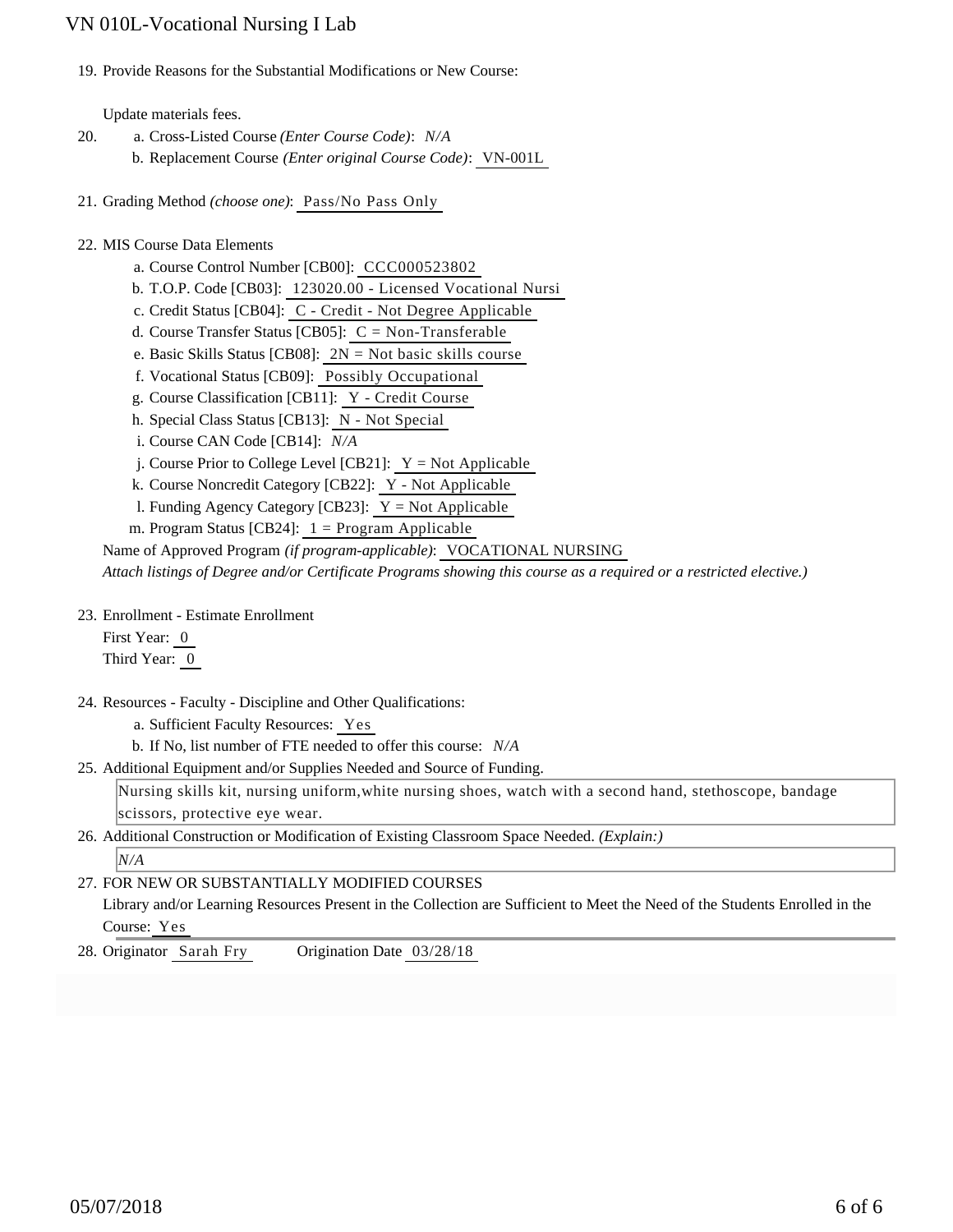19. Provide Reasons for the Substantial Modifications or New Course:

    Update materials fees.

20. a. Cross-Listed Course *(Enter Course Code)*: *N/A*
    b. Replacement Course *(Enter original Course Code)*: VN-001L

21. Grading Method *(choose one)*: Pass/No Pass Only

22. MIS Course Data Elements
    a. Course Control Number [CB00]: CCC000523802
    b. T.O.P. Code [CB03]: 123020.00 - Licensed Vocational Nursi
    c. Credit Status [CB04]: C - Credit - Not Degree Applicable
    d. Course Transfer Status [CB05]: C = Non-Transferable
    e. Basic Skills Status [CB08]: 2N = Not basic skills course
    f. Vocational Status [CB09]: Possibly Occupational
    g. Course Classification [CB11]: Y - Credit Course
    h. Special Class Status [CB13]: N - Not Special
    i. Course CAN Code [CB14]: *N/A*
    j. Course Prior to College Level [CB21]: Y = Not Applicable
    k. Course Noncredit Category [CB22]: Y - Not Applicable
    l. Funding Agency Category [CB23]: Y = Not Applicable
    m. Program Status [CB24]: 1 = Program Applicable

    Name of Approved Program *(if program-applicable)*: VOCATIONAL NURSING

    *Attach listings of Degree and/or Certificate Programs showing this course as a required or a restricted elective.)*

23. Enrollment - Estimate Enrollment
    First Year: 0
    Third Year: 0

24. Resources - Faculty - Discipline and Other Qualifications:
    a. Sufficient Faculty Resources: Yes
    b. If No, list number of FTE needed to offer this course: *N/A*

25. Additional Equipment and/or Supplies Needed and Source of Funding.

    Nursing skills kit, nursing uniform,white nursing shoes, watch with a second hand, stethoscope, bandage scissors, protective eye wear.

26. Additional Construction or Modification of Existing Classroom Space Needed. *(Explain:)*

    *N/A*

27. FOR NEW OR SUBSTANTIALLY MODIFIED COURSES
    Library and/or Learning Resources Present in the Collection are Sufficient to Meet the Need of the Students Enrolled in the Course: Yes

28. Originator Sarah Fry     Origination Date 03/28/18